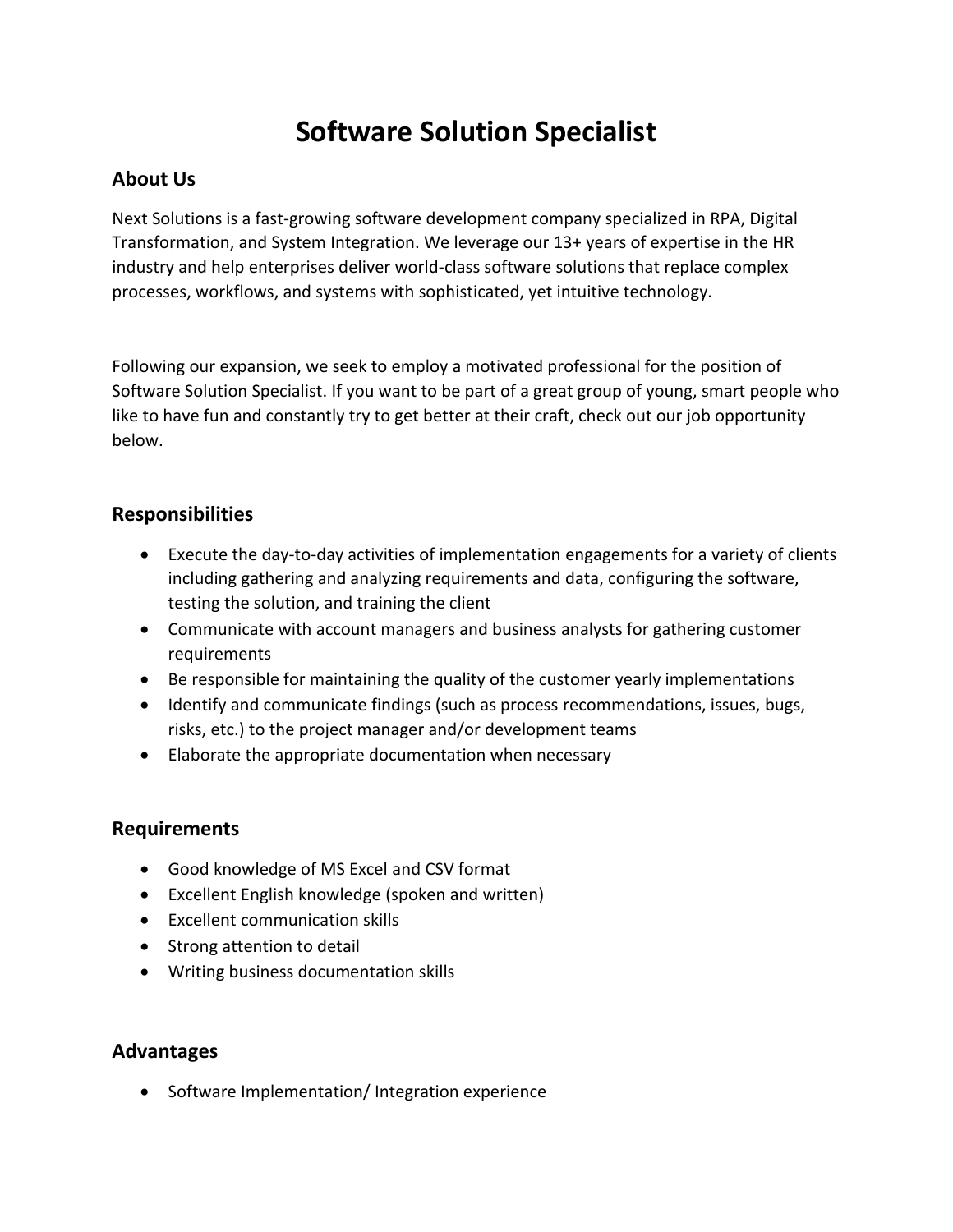# Software Solution Specialist

## About Us

Next Solutions is a fast-growing software development company specialized in RPA, Digital Transformation, and System Integration. We leverage our 13+ years of expertise in the HR industry and help enterprises deliver world-class software solutions that replace complex processes, workflows, and systems with sophisticated, yet intuitive technology.

Following our expansion, we seek to employ a motivated professional for the position of Software Solution Specialist. If you want to be part of a great group of young, smart people who like to have fun and constantly try to get better at their craft, check out our job opportunity below.

## Responsibilities

- Execute the day-to-day activities of implementation engagements for a variety of clients including gathering and analyzing requirements and data, configuring the software, testing the solution, and training the client
- Communicate with account managers and business analysts for gathering customer requirements
- Be responsible for maintaining the quality of the customer yearly implementations
- Identify and communicate findings (such as process recommendations, issues, bugs, risks, etc.) to the project manager and/or development teams
- Elaborate the appropriate documentation when necessary

## Requirements

- Good knowledge of MS Excel and CSV format
- Excellent English knowledge (spoken and written)
- Excellent communication skills
- Strong attention to detail
- Writing business documentation skills

## Advantages

- Software Implementation/ Integration experience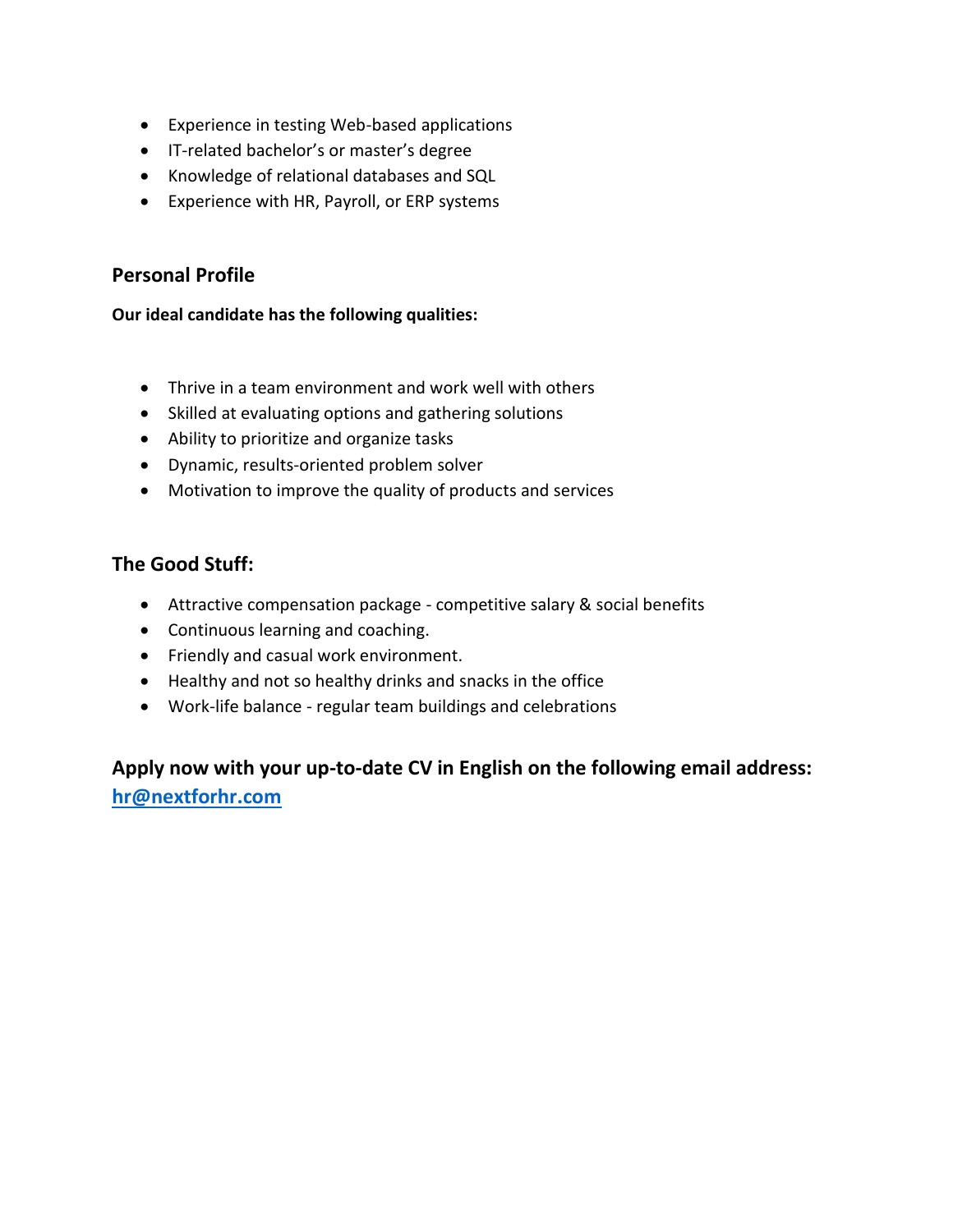- Experience in testing Web-based applications
- IT-related bachelor's or master's degree
- Knowledge of relational databases and SQL
- Experience with HR, Payroll, or ERP systems

## Personal Profile

**Our ideal candidate has the following qualities:**

- Thrive in a team environment and work well with others
- Skilled at evaluating options and gathering solutions
- Ability to prioritize and organize tasks
- Dynamic, results-oriented problem solver
- Motivation to improve the quality of products and services

## The Good Stuff:

- Attractive compensation package - competitive salary & social benefits
- Continuous learning and coaching.
- Friendly and casual work environment.
- Healthy and not so healthy drinks and snacks in the office
- Work-life balance - regular team buildings and celebrations

**Apply now with your up-to-date CV in English on the following email address: [hr@nextforhr.com](mailto:hr@nextforhr.com)**